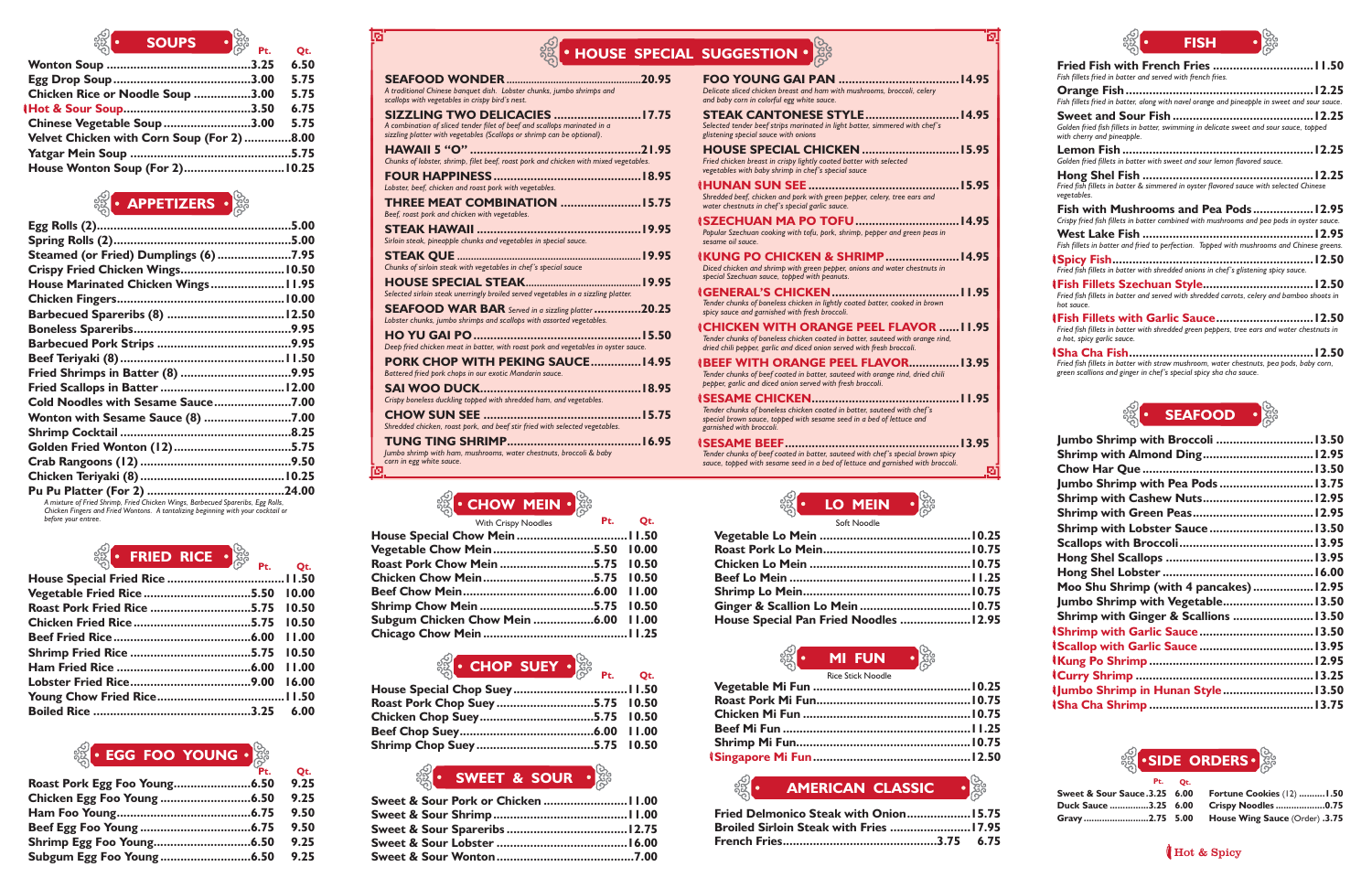## SOUPS

| | Pt. | Qt. |
|---|---|---|
| Wonton Soup | 3.25 | 6.50 |
| Egg Drop Soup | 3.00 | 5.75 |
| Chicken Rice or Noodle Soup | 3.00 | 5.75 |
| Hot & Sour Soup (Hot & Spicy) | 3.50 | 6.75 |
| Chinese Vegetable Soup | 3.00 | 5.75 |
| Velvet Chicken with Corn Soup (For 2) | | 8.00 |
| Yatgar Mein Soup | | 5.75 |
| House Wonton Soup (For 2) | | 10.25 |

## APPETIZERS

| | |
|---|---|
| Egg Rolls (2) | 5.00 |
| Spring Rolls (2) | 5.00 |
| Steamed (or Fried) Dumplings (6) | 7.95 |
| Crispy Fried Chicken Wings | 10.50 |
| House Marinated Chicken Wings | 11.95 |
| Chicken Fingers | 10.00 |
| Barbecued Spareribs (8) | 12.50 |
| Boneless Spareribs | 9.95 |
| Barbecued Pork Strips | 9.95 |
| Beef Teriyaki (8) | 11.50 |
| Fried Shrimps in Batter (8) | 9.95 |
| Fried Scallops in Batter | 12.00 |
| Cold Noodles with Sesame Sauce | 7.00 |
| Wonton with Sesame Sauce (8) | 7.00 |
| Shrimp Cocktail | 8.25 |
| Golden Fried Wonton (12) | 5.75 |
| Crab Rangoons (12) | 9.50 |
| Chicken Teriyaki (8) | 10.25 |
| Pu Pu Platter (For 2) | 24.00 |

*A mixture of Fried Shrimp, Fried Chicken Wings, Barbecued Spareribs, Egg Rolls, Chicken Fingers and Fried Wontons. A tantalizing beginning with your cocktail or before your entree.*

## FRIED RICE

| | Pt. | Qt. |
|---|---|---|
| House Special Fried Rice | | 11.50 |
| Vegetable Fried Rice | 5.50 | 10.00 |
| Roast Pork Fried Rice | 5.75 | 10.50 |
| Chicken Fried Rice | 5.75 | 10.50 |
| Beef Fried Rice | 6.00 | 11.00 |
| Shrimp Fried Rice | 5.75 | 10.50 |
| Ham Fried Rice | 6.00 | 11.00 |
| Lobster Fried Rice | 9.00 | 16.00 |
| Young Chow Fried Rice | | 11.50 |
| Boiled Rice | 3.25 | 6.00 |

## EGG FOO YOUNG

| | Pt. | Qt. |
|---|---|---|
| Roast Pork Egg Foo Young | 6.50 | 9.25 |
| Chicken Egg Foo Young | 6.50 | 9.25 |
| Ham Foo Young | 6.75 | 9.50 |
| Beef Egg Foo Young | 6.75 | 9.50 |
| Shrimp Egg Foo Young | 6.50 | 9.25 |
| Subgum Egg Foo Young | 6.50 | 9.25 |

## HOUSE SPECIAL SUGGESTION

**SEAFOOD WONDER** ... 20.95
*A traditional Chinese banquet dish. Lobster chunks, jumbo shrimps and scallops with vegetables in crispy bird's nest.*

**SIZZLING TWO DELICACIES** ... 17.75
*A combination of sliced tender fillet of beef and scallops marinated in a sizzling platter with vegetables (Scallops or shrimp can be optional).*

**HAWAII 5 "O"** ... 21.95
*Chunks of lobster, shrimp, fillet beef, roast pork and chicken with mixed vegetables.*

**FOUR HAPPINESS** ... 18.95
*Lobster, beef, chicken and roast pork with vegetables.*

**THREE MEAT COMBINATION** ... 15.75
*Beef, roast pork and chicken with vegetables.*

**STEAK HAWAII** ... 19.95
*Sirloin steak, pineapple chunks and vegetables in special sauce.*

**STEAK QUE** ... 19.95
*Chunks of sirloin steak with vegetables in chef's special sauce*

**HOUSE SPECIAL STEAK** ... 19.95
*Selected sirloin steak unerringly broiled served vegetables in a sizzling platter.*

**SEAFOOD WAR BAR** *Served in a sizzling platter* ... 20.25
*Lobster chunks, jumbo shrimps and scallops with assorted vegetables.*

**HO YU GAI PO** ... 15.50
*Deep fried chicken meat in batter, with roast pork and vegetables in oyster sauce.*

**PORK CHOP WITH PEKING SAUCE** ... 14.95
*Battered fried pork chops in our exotic Mandarin sauce.*

**SAI WOO DUCK** ... 18.95
*Crispy boneless duckling topped with shredded ham, and vegetables.*

**CHOW SUN SEE** ... 15.75
*Shredded chicken, roast pork, and beef stir fried with selected vegetables.*

**TUNG TING SHRIMP** ... 16.95
*Jumbo shrimp with ham, mushrooms, water chestnuts, broccoli & baby corn in egg white sauce.*

**FOO YOUNG GAI PAN** ... 14.95
*Delicate sliced chicken breast and ham with mushrooms, broccoli, celery and baby corn in colorful egg white sauce.*

**STEAK CANTONESE STYLE** ... 14.95
*Selected tender beef strips marinated in light batter, simmered with chef's glistening special sauce with onions*

**HOUSE SPECIAL CHICKEN** ... 15.95
*Fried chicken breast in crispy lightly coated batter with selected vegetables with baby shrimp in chef's special sauce*

**HUNAN SUN SEE** (Hot & Spicy) ... 15.95
*Shredded beef, chicken and pork with green pepper, celery, tree ears and water chestnuts in chef's special garlic sauce.*

**SZECHUAN MA PO TOFU** (Hot & Spicy) ... 14.95
*Popular Szechuan cooking with tofu, pork, shrimp, pepper and green peas in sesame oil sauce.*

**KUNG PO CHICKEN & SHRIMP** (Hot & Spicy) ... 14.95
*Diced chicken and shrimp with green pepper, onions and water chestnuts in special Szechuan sauce, topped with peanuts.*

**GENERAL'S CHICKEN** (Hot & Spicy) ... 11.95
*Tender chunks of boneless chicken in lightly coated batter, cooked in brown spicy sauce and garnished with fresh broccoli.*

**CHICKEN WITH ORANGE PEEL FLAVOR** (Hot & Spicy) ... 11.95
*Tender chunks of boneless chicken coated in batter, sauteed with orange rind, dried chili pepper, garlic and diced onion served with fresh broccoli.*

**BEEF WITH ORANGE PEEL FLAVOR** (Hot & Spicy) ... 13.95
*Tender chunks of beef coated in batter, sauteed with orange rind, dried chili pepper, garlic and diced onion served with fresh broccoli.*

**SESAME CHICKEN** (Hot & Spicy) ... 11.95
*Tender chunks of boneless chicken coated in batter, sauteed with chef's special brown sauce, topped with sesame seed in a bed of lettuce and garnished with broccoli.*

**SESAME BEEF** (Hot & Spicy) ... 13.95
*Tender chunks of beef coated in batter, sauteed with chef's special brown spicy sauce, topped with sesame seed in a bed of lettuce and garnished with broccoli.*

## CHOW MEIN

With Crispy Noodles

| | Pt. | Qt. |
|---|---|---|
| House Special Chow Mein | | 11.50 |
| Vegetable Chow Mein | 5.50 | 10.00 |
| Roast Pork Chow Mein | 5.75 | 10.50 |
| Chicken Chow Mein | 5.75 | 10.50 |
| Beef Chow Mein | 6.00 | 11.00 |
| Shrimp Chow Mein | 5.75 | 10.50 |
| Subgum Chicken Chow Mein | 6.00 | 11.00 |
| Chicago Chow Mein | | 11.25 |

## CHOP SUEY

| | Pt. | Qt. |
|---|---|---|
| House Special Chop Suey | | 11.50 |
| Roast Pork Chop Suey | 5.75 | 10.50 |
| Chicken Chop Suey | 5.75 | 10.50 |
| Beef Chop Suey | 6.00 | 11.00 |
| Shrimp Chop Suey | 5.75 | 10.50 |

## SWEET & SOUR

| | |
|---|---|
| Sweet & Sour Pork or Chicken | 11.00 |
| Sweet & Sour Shrimp | 11.00 |
| Sweet & Sour Spareribs | 12.75 |
| Sweet & Sour Lobster | 16.00 |
| Sweet & Sour Wonton | 7.00 |

## LO MEIN

Soft Noodle

| | |
|---|---|
| Vegetable Lo Mein | 10.25 |
| Roast Pork Lo Mein | 10.75 |
| Chicken Lo Mein | 10.75 |
| Beef Lo Mein | 11.25 |
| Shrimp Lo Mein | 10.75 |
| Ginger & Scallion Lo Mein | 10.75 |
| House Special Pan Fried Noodles | 12.95 |

## MI FUN

Rice Stick Noodle

| | |
|---|---|
| Vegetable Mi Fun | 10.25 |
| Roast Pork Mi Fun | 10.75 |
| Chicken Mi Fun | 10.75 |
| Beef Mi Fun | 11.25 |
| Shrimp Mi Fun | 10.75 |
| Singapore Mi Fun (Hot & Spicy) | 12.50 |

## AMERICAN CLASSIC

| | |
|---|---|
| Fried Delmonico Steak with Onion | 15.75 |
| Broiled Sirloin Steak with Fries | 17.95 |
| French Fries | 3.75 / 6.75 |

## FISH

**Fried Fish with French Fries** ... 11.50
*Fish fillets fried in batter and served with french fries.*

**Orange Fish** ... 12.25
*Fish fillets fried in batter, along with navel orange and pineapple in sweet and sour sauce.*

**Sweet and Sour Fish** ... 12.25
*Golden fried fish fillets in batter, swimming in delicate sweet and sour sauce, topped with cherry and pineapple.*

**Lemon Fish** ... 12.25
*Golden fried fillets in batter with sweet and sour lemon flavored sauce.*

**Hong Shel Fish** ... 12.25
*Fried fish fillets in batter & simmered in oyster flavored sauce with selected Chinese vegetables.*

**Fish with Mushrooms and Pea Pods** ... 12.95
*Crispy fried fish fillets in batter combined with mushrooms and pea pods in oyster sauce.*

**West Lake Fish** ... 12.95
*Fish fillets in batter and fried to perfection. Topped with mushrooms and Chinese greens.*

**Spicy Fish** (Hot & Spicy) ... 12.50
*Fried fish fillets in batter with shredded onions in chef's glistening spicy sauce.*

**Fish Fillets Szechuan Style** (Hot & Spicy) ... 12.50
*Fried fish fillets in batter and served with shredded carrots, celery and bamboo shoots in hot sauce.*

**Fish Fillets with Garlic Sauce** (Hot & Spicy) ... 12.50
*Fried fish fillets in batter with shredded green peppers, tree ears and water chestnuts in a hot, spicy garlic sauce.*

**Sha Cha Fish** (Hot & Spicy) ... 12.50
*Fried fish fillets in batter with straw mushroom, water chestnuts, pea pods, baby corn, green scallions and ginger in chef's special spicy sha cha sauce.*

## SEAFOOD

| | |
|---|---|
| Jumbo Shrimp with Broccoli | 13.50 |
| Shrimp with Almond Ding | 12.95 |
| Chow Har Que | 13.50 |
| Jumbo Shrimp with Pea Pods | 13.75 |
| Shrimp with Cashew Nuts | 12.95 |
| Shrimp with Green Peas | 12.95 |
| Shrimp with Lobster Sauce | 13.50 |
| Scallops with Broccoli | 13.95 |
| Hong Shel Scallops | 13.95 |
| Hong Shel Lobster | 16.00 |
| Moo Shu Shrimp (with 4 pancakes) | 12.95 |
| Jumbo Shrimp with Vegetable | 13.50 |
| Shrimp with Ginger & Scallions | 13.50 |
| Shrimp with Garlic Sauce (Hot & Spicy) | 13.50 |
| Scallop with Garlic Sauce (Hot & Spicy) | 13.95 |
| Kung Po Shrimp (Hot & Spicy) | 12.95 |
| Curry Shrimp (Hot & Spicy) | 13.25 |
| Jumbo Shrimp in Hunan Style (Hot & Spicy) | 13.50 |
| Sha Cha Shrimp (Hot & Spicy) | 13.75 |

## SIDE ORDERS

| | Pt. | Qt. |
|---|---|---|
| Sweet & Sour Sauce | 3.25 | 6.00 |
| Duck Sauce | 3.25 | 6.00 |
| Gravy | 2.75 | 5.00 |

| | |
|---|---|
| Fortune Cookies (12) | 1.50 |
| Crispy Noodles | 0.75 |
| House Wing Sauce (Order) | 3.75 |

Hot & Spicy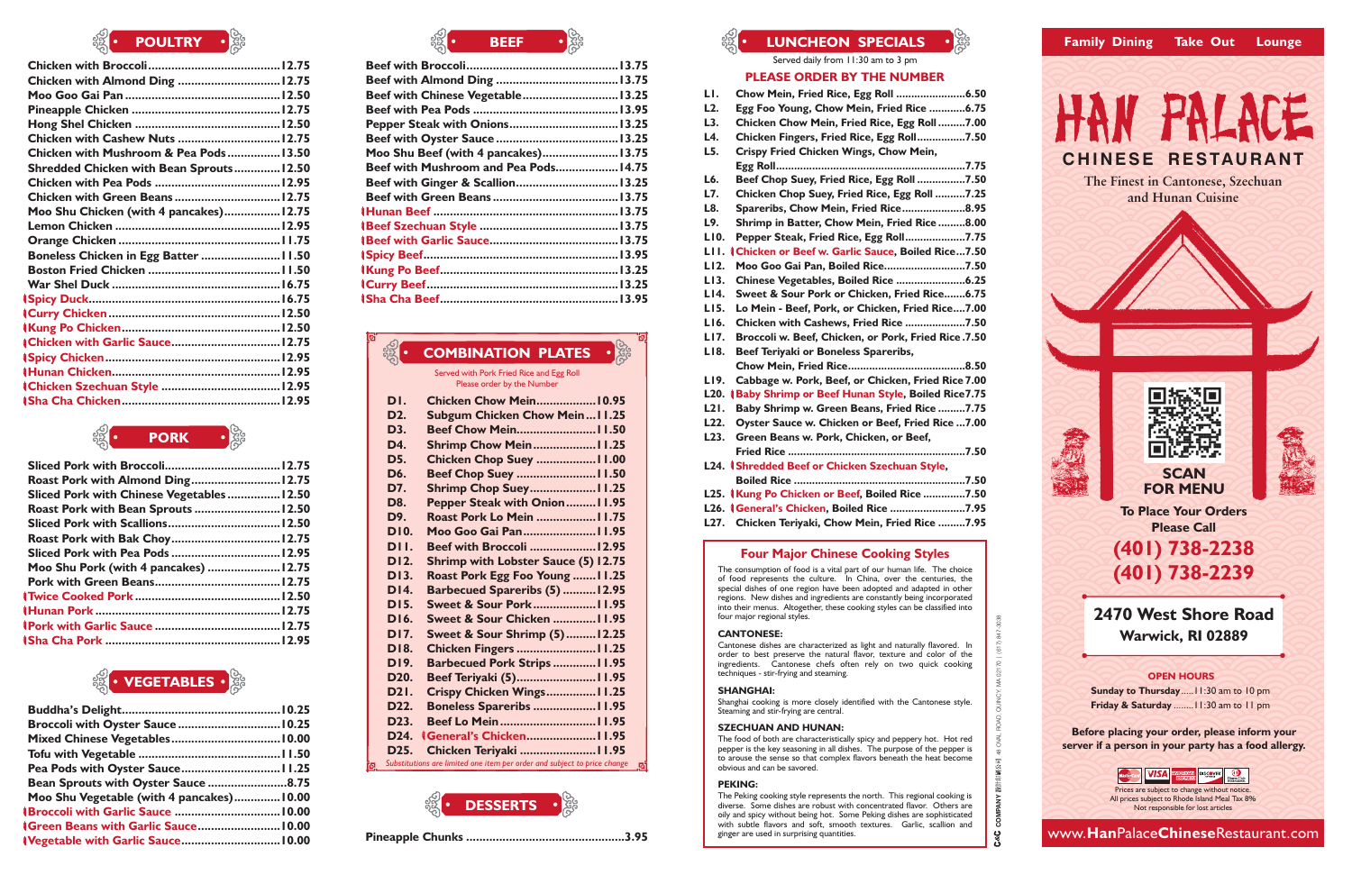## POULTRY

| | |
|---|---|
| Chicken with Broccoli | 12.75 |
| Chicken with Almond Ding | 12.75 |
| Moo Goo Gai Pan | 12.50 |
| Pineapple Chicken | 12.75 |
| Hong Shel Chicken | 12.50 |
| Chicken with Cashew Nuts | 12.75 |
| Chicken with Mushroom & Pea Pods | 13.50 |
| Shredded Chicken with Bean Sprouts | 12.50 |
| Chicken with Pea Pods | 12.95 |
| Chicken with Green Beans | 12.75 |
| Moo Shu Chicken (with 4 pancakes) | 12.75 |
| Lemon Chicken | 12.95 |
| Orange Chicken | 11.75 |
| Boneless Chicken in Egg Batter | 11.50 |
| Boston Fried Chicken | 11.50 |
| War Shel Duck | 16.75 |
| Spicy Duck | 16.75 |
| Curry Chicken | 12.50 |
| Kung Po Chicken | 12.50 |
| Chicken with Garlic Sauce | 12.75 |
| Spicy Chicken | 12.95 |
| Hunan Chicken | 12.95 |
| Chicken Szechuan Style | 12.95 |
| Sha Cha Chicken | 12.95 |

## PORK

| | |
|---|---|
| Sliced Pork with Broccoli | 12.75 |
| Roast Pork with Almond Ding | 12.75 |
| Sliced Pork with Chinese Vegetables | 12.50 |
| Roast Pork with Bean Sprouts | 12.50 |
| Sliced Pork with Scallions | 12.50 |
| Roast Pork with Bak Choy | 12.75 |
| Sliced Pork with Pea Pods | 12.95 |
| Moo Shu Pork (with 4 pancakes) | 12.75 |
| Pork with Green Beans | 12.75 |
| Twice Cooked Pork | 12.50 |
| Hunan Pork | 12.75 |
| Pork with Garlic Sauce | 12.75 |
| Sha Cha Pork | 12.95 |

## VEGETABLES

| | |
|---|---|
| Buddha's Delight | 10.25 |
| Broccoli with Oyster Sauce | 10.25 |
| Mixed Chinese Vegetables | 10.00 |
| Tofu with Vegetable | 11.50 |
| Pea Pods with Oyster Sauce | 11.25 |
| Bean Sprouts with Oyster Sauce | 8.75 |
| Moo Shu Vegetable (with 4 pancakes) | 10.00 |
| Broccoli with Garlic Sauce | 10.00 |
| Green Beans with Garlic Sauce | 10.00 |
| Vegetable with Garlic Sauce | 10.00 |

## BEEF

| | |
|---|---|
| Beef with Broccoli | 13.75 |
| Beef with Almond Ding | 13.75 |
| Beef with Chinese Vegetable | 13.25 |
| Beef with Pea Pods | 13.95 |
| Pepper Steak with Onions | 13.25 |
| Beef with Oyster Sauce | 13.25 |
| Moo Shu Beef (with 4 pancakes) | 13.75 |
| Beef with Mushroom and Pea Pods | 14.75 |
| Beef with Ginger & Scallion | 13.25 |
| Beef with Green Beans | 13.75 |
| Hunan Beef | 13.75 |
| Beef Szechuan Style | 13.75 |
| Beef with Garlic Sauce | 13.75 |
| Spicy Beef | 13.95 |
| Kung Po Beef | 13.25 |
| Curry Beef | 13.25 |
| Sha Cha Beef | 13.95 |

## COMBINATION PLATES

Served with Pork Fried Rice and Egg Roll
Please order by the Number

| | | |
|---|---|---|
| D1. | Chicken Chow Mein | 10.95 |
| D2. | Subgum Chicken Chow Mein | 11.25 |
| D3. | Beef Chow Mein | 11.50 |
| D4. | Shrimp Chow Mein | 11.25 |
| D5. | Chicken Chop Suey | 11.00 |
| D6. | Beef Chop Suey | 11.50 |
| D7. | Shrimp Chop Suey | 11.25 |
| D8. | Pepper Steak with Onion | 11.95 |
| D9. | Roast Pork Lo Mein | 11.75 |
| D10. | Moo Goo Gai Pan | 11.95 |
| D11. | Beef with Broccoli | 12.95 |
| D12. | Shrimp with Lobster Sauce (5) | 12.75 |
| D13. | Roast Pork Egg Foo Young | 11.25 |
| D14. | Barbecued Spareribs (5) | 12.95 |
| D15. | Sweet & Sour Pork | 11.95 |
| D16. | Sweet & Sour Chicken | 11.95 |
| D17. | Sweet & Sour Shrimp (5) | 12.25 |
| D18. | Chicken Fingers | 11.25 |
| D19. | Barbecued Pork Strips | 11.95 |
| D20. | Beef Teriyaki (5) | 11.95 |
| D21. | Crispy Chicken Wings | 11.25 |
| D22. | Boneless Spareribs | 11.95 |
| D23. | Beef Lo Mein | 11.95 |
| D24. | General's Chicken | 11.95 |
| D25. | Chicken Teriyaki | 11.95 |

*Substitutions are limited one item per order and subject to price change*

## DESSERTS

| | |
|---|---|
| Pineapple Chunks | 3.95 |

## LUNCHEON SPECIALS

Served daily from 11:30 am to 3 pm

**PLEASE ORDER BY THE NUMBER**

| | | |
|---|---|---|
| L1. | Chow Mein, Fried Rice, Egg Roll | 6.50 |
| L2. | Egg Foo Young, Chow Mein, Fried Rice | 6.75 |
| L3. | Chicken Chow Mein, Fried Rice, Egg Roll | 7.00 |
| L4. | Chicken Fingers, Fried Rice, Egg Roll | 7.50 |
| L5. | Crispy Fried Chicken Wings, Chow Mein, Egg Roll | 7.75 |
| L6. | Beef Chop Suey, Fried Rice, Egg Roll | 7.50 |
| L7. | Chicken Chop Suey, Fried Rice, Egg Roll | 7.25 |
| L8. | Spareribs, Chow Mein, Fried Rice | 8.95 |
| L9. | Shrimp in Batter, Chow Mein, Fried Rice | 8.00 |
| L10. | Pepper Steak, Fried Rice, Egg Roll | 7.75 |
| L11. | Chicken or Beef w. Garlic Sauce, Boiled Rice | 7.50 |
| L12. | Moo Goo Gai Pan, Boiled Rice | 7.50 |
| L13. | Chinese Vegetables, Boiled Rice | 6.25 |
| L14. | Sweet & Sour Pork or Chicken, Fried Rice | 6.75 |
| L15. | Lo Mein - Beef, Pork, or Chicken, Fried Rice | 7.00 |
| L16. | Chicken with Cashews, Fried Rice | 7.50 |
| L17. | Broccoli w. Beef, Chicken, or Pork, Fried Rice | 7.50 |
| L18. | Beef Teriyaki or Boneless Spareribs, Chow Mein, Fried Rice | 8.50 |
| L19. | Cabbage w. Pork, Beef, or Chicken, Fried Rice | 7.00 |
| L20. | Baby Shrimp or Beef Hunan Style, Boiled Rice | 7.75 |
| L21. | Baby Shrimp w. Green Beans, Fried Rice | 7.75 |
| L22. | Oyster Sauce w. Chicken or Beef, Fried Rice | 7.00 |
| L23. | Green Beans w. Pork, Chicken, or Beef, Fried Rice | 7.50 |
| L24. | Shredded Beef or Chicken Szechuan Style, Boiled Rice | 7.50 |
| L25. | Kung Po Chicken or Beef, Boiled Rice | 7.50 |
| L26. | General's Chicken, Boiled Rice | 7.95 |
| L27. | Chicken Teriyaki, Chow Mein, Fried Rice | 7.95 |

## Four Major Chinese Cooking Styles

The consumption of food is a vital part of our human life. The choice of food represents the culture. In China, over the centuries, the special dishes of one region have been adopted and adapted in other regions. New dishes and ingredients are constantly being incorporated into their menus. Altogether, these cooking styles can be classified into four major regional styles.

**CANTONESE:**

Cantonese dishes are characterized as light and naturally flavored. In order to best preserve the natural flavor, texture and color of the ingredients. Cantonese chefs often rely on two quick cooking techniques - stir-frying and steaming.

**SHANGHAI:**

Shanghai cooking is more closely identified with the Cantonese style. Steaming and stir-frying are central.

**SZECHUAN AND HUNAN:**

The food of both are characteristically spicy and peppery hot. Hot red pepper is the key seasoning in all dishes. The purpose of the pepper is to arouse the sense so that complex flavors beneath the heat become obvious and can be savored.

**PEKING:**

The Peking cooking style represents the north. This regional cooking is diverse. Some dishes are robust with concentrated flavor. Others are oily and spicy without being hot. Some Peking dishes are sophisticated with subtle flavors and soft, smooth textures. Garlic, scallion and ginger are used in surprising quantities.

**Family Dining** **Take Out** **Lounge**

# HAN PALACE

## CHINESE RESTAURANT

The Finest in Cantonese, Szechuan and Hunan Cuisine

**SCAN FOR MENU**

**To Place Your Orders Please Call**

**(401) 738-2238**
**(401) 738-2239**

**2470 West Shore Road**
**Warwick, RI 02889**

**OPEN HOURS**

**Sunday to Thursday** ..... 11:30 am to 10 pm
**Friday & Saturday** ........ 11:30 am to 11 pm

**Before placing your order, please inform your server if a person in your party has a food allergy.**

Prices are subject to change without notice.
All prices subject to Rhode Island Meal Tax 8%
Not responsible for lost articles

www.HanPalaceChineseRestaurant.com